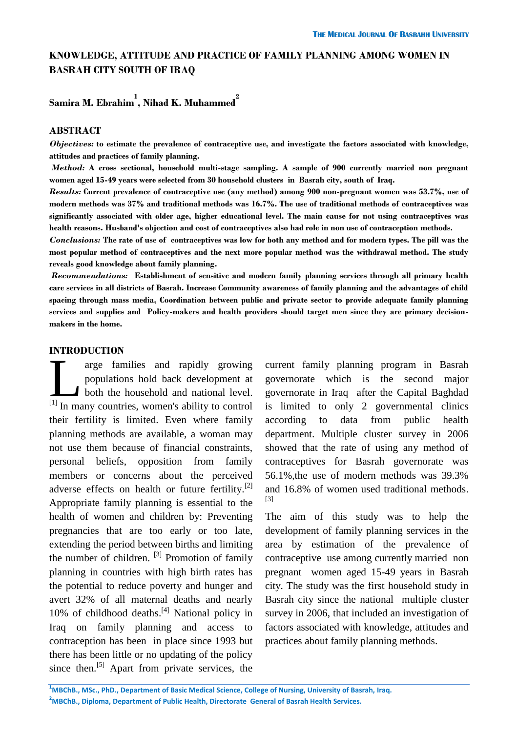# KNOWLEDGE, ATTITUDE AND PRACTICE OF FAMILY PLANNING AMONG WOMEN IN BASRAH CITY SOUTH OF IRAQ

**Samira M. Ebrahim[1], Nihad K. Muhammed[2]**

## ABSTRACT

***Objectives:*** **to estimate the prevalence of contraceptive use, and investigate the factors associated with knowledge, attitudes and practices of family planning.**

***Method:*** **A cross sectional, household multi-stage sampling. A sample of 900 currently married non pregnant women aged 15-49 years were selected from 30 household clusters in Basrah city, south of Iraq.**

***Results:*** **Current prevalence of contraceptive use (any method) among 900 non-pregnant women was 53.7%, use of modern methods was 37% and traditional methods was 16.7%. The use of traditional methods of contraceptives was significantly associated with older age, higher educational level. The main cause for not using contraceptives was health reasons. Husband's objection and cost of contraceptives also had role in non use of contraception methods.**

***Conclusions:*** **The rate of use of contraceptives was low for both any method and for modern types. The pill was the most popular method of contraceptives and the next more popular method was the withdrawal method. The study reveals good knowledge about family planning.**

***Recommendations:*** **Establishment of sensitive and modern family planning services through all primary health care services in all districts of Basrah. Increase Community awareness of family planning and the advantages of child spacing through mass media, Coordination between public and private sector to provide adequate family planning services and supplies and Policy-makers and health providers should target men since they are primary decision-makers in the home.**

## INTRODUCTION

Large families and rapidly growing populations hold back development at both the household and national level.[1] In many countries, women's ability to control their fertility is limited. Even where family planning methods are available, a woman may not use them because of financial constraints, personal beliefs, opposition from family members or concerns about the perceived adverse effects on health or future fertility.[2] Appropriate family planning is essential to the health of women and children by: Preventing pregnancies that are too early or too late, extending the period between births and limiting the number of children. [3] Promotion of family planning in countries with high birth rates has the potential to reduce poverty and hunger and avert 32% of all maternal deaths and nearly 10% of childhood deaths.[4] National policy in Iraq on family planning and access to contraception has been in place since 1993 but there has been little or no updating of the policy since then.[5] Apart from private services, the current family planning program in Basrah governorate which is the second major governorate in Iraq after the Capital Baghdad is limited to only 2 governmental clinics according to data from public health department. Multiple cluster survey in 2006 showed that the rate of using any method of contraceptives for Basrah governorate was 56.1%,the use of modern methods was 39.3% and 16.8% of women used traditional methods.[3]

The aim of this study was to help the development of family planning services in the area by estimation of the prevalence of contraceptive use among currently married non pregnant women aged 15-49 years in Basrah city. The study was the first household study in Basrah city since the national multiple cluster survey in 2006, that included an investigation of factors associated with knowledge, attitudes and practices about family planning methods.

---

[1]MBChB., MSc., PhD., Department of Basic Medical Science, College of Nursing, University of Basrah, Iraq.

[2]MBChB., Diploma, Department of Public Health, Directorate General of Basrah Health Services.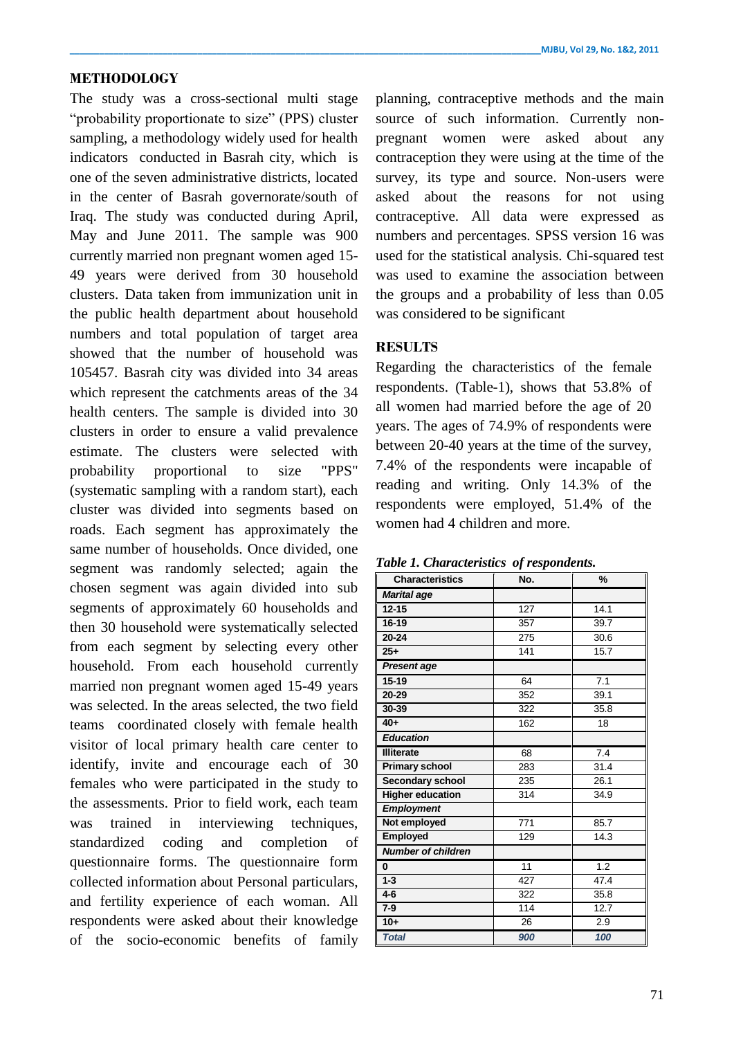## METHODOLOGY

The study was a cross-sectional multi stage "probability proportionate to size" (PPS) cluster sampling, a methodology widely used for health indicators conducted in Basrah city, which is one of the seven administrative districts, located in the center of Basrah governorate/south of Iraq. The study was conducted during April, May and June 2011. The sample was 900 currently married non pregnant women aged 15-49 years were derived from 30 household clusters. Data taken from immunization unit in the public health department about household numbers and total population of target area showed that the number of household was 105457. Basrah city was divided into 34 areas which represent the catchments areas of the 34 health centers. The sample is divided into 30 clusters in order to ensure a valid prevalence estimate. The clusters were selected with probability proportional to size "PPS" (systematic sampling with a random start), each cluster was divided into segments based on roads. Each segment has approximately the same number of households. Once divided, one segment was randomly selected; again the chosen segment was again divided into sub segments of approximately 60 households and then 30 household were systematically selected from each segment by selecting every other household. From each household currently married non pregnant women aged 15-49 years was selected. In the areas selected, the two field teams coordinated closely with female health visitor of local primary health care center to identify, invite and encourage each of 30 females who were participated in the study to the assessments. Prior to field work, each team was trained in interviewing techniques, standardized coding and completion of questionnaire forms. The questionnaire form collected information about Personal particulars, and fertility experience of each woman. All respondents were asked about their knowledge of the socio-economic benefits of family planning, contraceptive methods and the main source of such information. Currently non-pregnant women were asked about any contraception they were using at the time of the survey, its type and source. Non-users were asked about the reasons for not using contraceptive. All data were expressed as numbers and percentages. SPSS version 16 was used for the statistical analysis. Chi-squared test was used to examine the association between the groups and a probability of less than 0.05 was considered to be significant

## RESULTS

Regarding the characteristics of the female respondents. (Table-1), shows that 53.8% of all women had married before the age of 20 years. The ages of 74.9% of respondents were between 20-40 years at the time of the survey, 7.4% of the respondents were incapable of reading and writing. Only 14.3% of the respondents were employed, 51.4% of the women had 4 children and more.

***Table 1. Characteristics of respondents.***

| Characteristics | No. | % |
|---|---|---|
| ***Marital age*** | | |
| **12-15** | 127 | 14.1 |
| **16-19** | 357 | 39.7 |
| **20-24** | 275 | 30.6 |
| **25+** | 141 | 15.7 |
| ***Present age*** | | |
| **15-19** | 64 | 7.1 |
| **20-29** | 352 | 39.1 |
| **30-39** | 322 | 35.8 |
| **40+** | 162 | 18 |
| ***Education*** | | |
| **Illiterate** | 68 | 7.4 |
| **Primary school** | 283 | 31.4 |
| **Secondary school** | 235 | 26.1 |
| **Higher education** | 314 | 34.9 |
| ***Employment*** | | |
| **Not employed** | 771 | 85.7 |
| **Employed** | 129 | 14.3 |
| ***Number of children*** | | |
| **0** | 11 | 1.2 |
| **1-3** | 427 | 47.4 |
| **4-6** | 322 | 35.8 |
| **7-9** | 114 | 12.7 |
| **10+** | 26 | 2.9 |
| ***Total*** | ***900*** | ***100*** |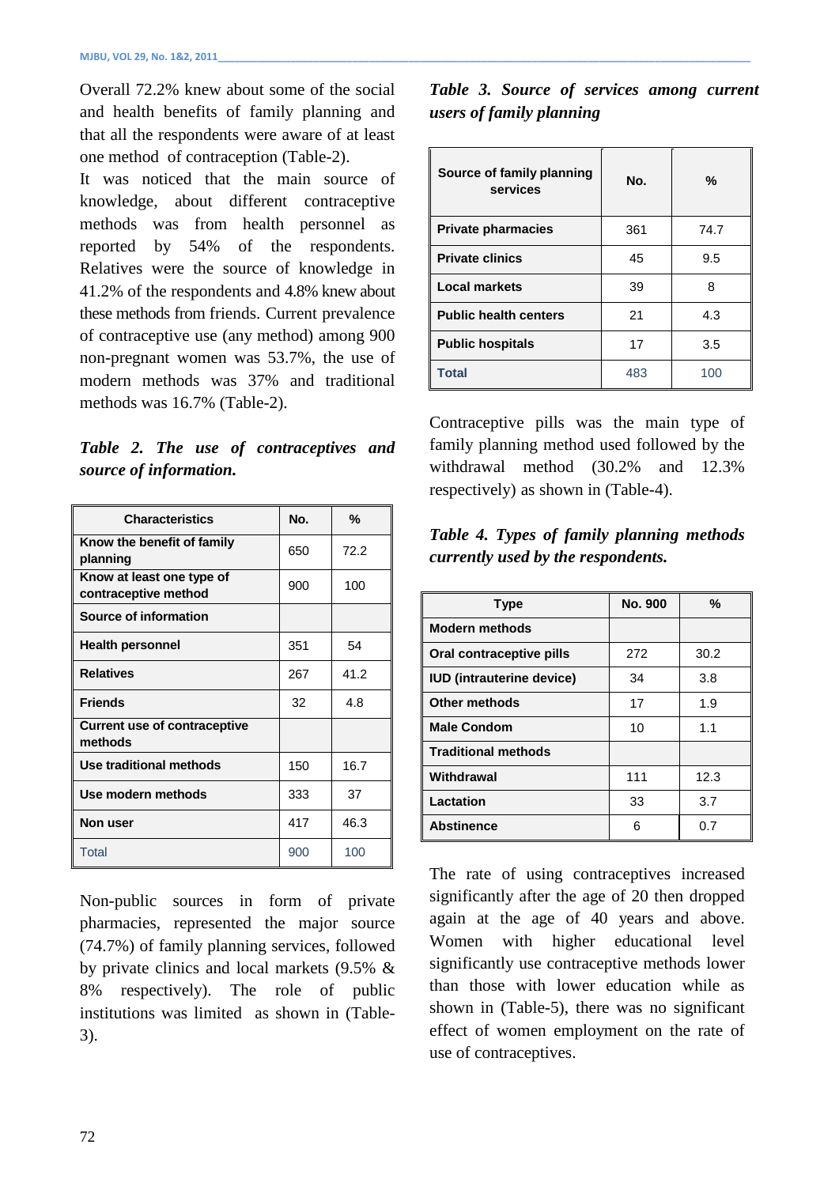Overall 72.2% knew about some of the social and health benefits of family planning and that all the respondents were aware of at least one method of contraception (Table-2).

It was noticed that the main source of knowledge, about different contraceptive methods was from health personnel as reported by 54% of the respondents. Relatives were the source of knowledge in 41.2% of the respondents and 4.8% knew about these methods from friends. Current prevalence of contraceptive use (any method) among 900 non-pregnant women was 53.7%, the use of modern methods was 37% and traditional methods was 16.7% (Table-2).

***Table 2. The use of contraceptives and source of information.***

| Characteristics | No. | % |
|---|---|---|
| **Know the benefit of family planning** | 650 | 72.2 |
| **Know at least one type of contraceptive method** | 900 | 100 |
| **Source of information** | | |
| **Health personnel** | 351 | 54 |
| **Relatives** | 267 | 41.2 |
| **Friends** | 32 | 4.8 |
| **Current use of contraceptive methods** | | |
| **Use traditional methods** | 150 | 16.7 |
| **Use modern methods** | 333 | 37 |
| **Non user** | 417 | 46.3 |
| Total | 900 | 100 |

Non-public sources in form of private pharmacies, represented the major source (74.7%) of family planning services, followed by private clinics and local markets (9.5% & 8% respectively). The role of public institutions was limited as shown in (Table-3).

***Table 3. Source of services among current users of family planning***

| Source of family planning services | No. | % |
|---|---|---|
| **Private pharmacies** | 361 | 74.7 |
| **Private clinics** | 45 | 9.5 |
| **Local markets** | 39 | 8 |
| **Public health centers** | 21 | 4.3 |
| **Public hospitals** | 17 | 3.5 |
| **Total** | 483 | 100 |

Contraceptive pills was the main type of family planning method used followed by the withdrawal method (30.2% and 12.3% respectively) as shown in (Table-4).

***Table 4. Types of family planning methods currently used by the respondents.***

| Type | No. 900 | % |
|---|---|---|
| **Modern methods** | | |
| **Oral contraceptive pills** | 272 | 30.2 |
| **IUD (intrauterine device)** | 34 | 3.8 |
| **Other methods** | 17 | 1.9 |
| **Male Condom** | 10 | 1.1 |
| **Traditional methods** | | |
| **Withdrawal** | 111 | 12.3 |
| **Lactation** | 33 | 3.7 |
| **Abstinence** | 6 | 0.7 |

The rate of using contraceptives increased significantly after the age of 20 then dropped again at the age of 40 years and above. Women with higher educational level significantly use contraceptive methods lower than those with lower education while as shown in (Table-5), there was no significant effect of women employment on the rate of use of contraceptives.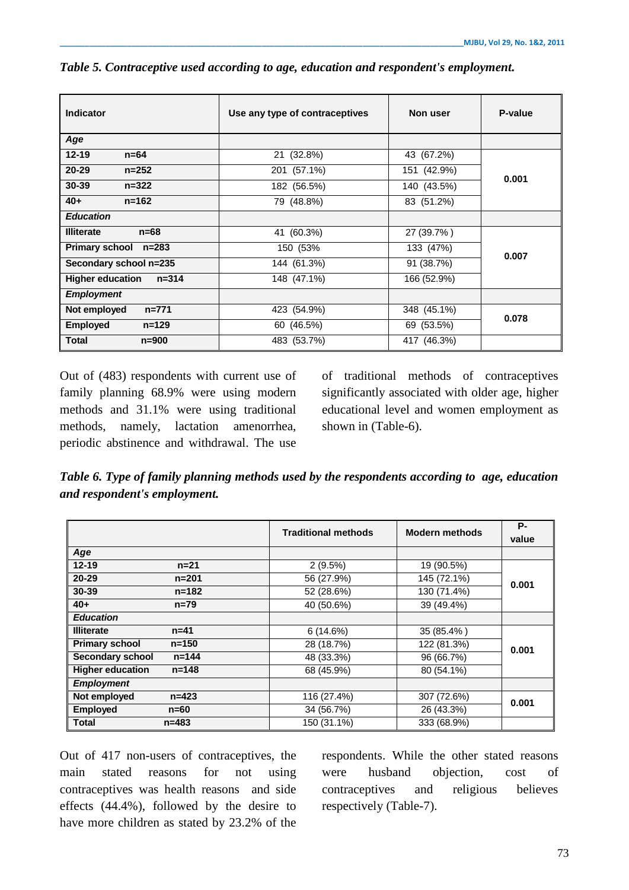*Table 5. Contraceptive used according to age, education and respondent's employment.*

| Indicator | | Use any type of contraceptives | Non user | P-value |
|---|---|---|---|---|
| ***Age*** | | | | |
| **12-19** | **n=64** | 21 (32.8%) | 43 (67.2%) | **0.001** |
| **20-29** | **n=252** | 201 (57.1%) | 151 (42.9%) | |
| **30-39** | **n=322** | 182 (56.5%) | 140 (43.5%) | |
| **40+** | **n=162** | 79 (48.8%) | 83 (51.2%) | |
| ***Education*** | | | | |
| **Illiterate** | **n=68** | 41 (60.3%) | 27 (39.7% ) | **0.007** |
| **Primary school** | **n=283** | 150 (53% | 133 (47%) | |
| **Secondary school** | **n=235** | 144 (61.3%) | 91 (38.7%) | |
| **Higher education** | **n=314** | 148 (47.1%) | 166 (52.9%) | |
| ***Employment*** | | | | |
| **Not employed** | **n=771** | 423 (54.9%) | 348 (45.1%) | **0.078** |
| **Employed** | **n=129** | 60 (46.5%) | 69 (53.5%) | |
| **Total** | **n=900** | 483 (53.7%) | 417 (46.3%) | |

Out of (483) respondents with current use of family planning 68.9% were using modern methods and 31.1% were using traditional methods, namely, lactation amenorrhea, periodic abstinence and withdrawal. The use of traditional methods of contraceptives significantly associated with older age, higher educational level and women employment as shown in (Table-6).

*Table 6. Type of family planning methods used by the respondents according to age, education and respondent's employment.*

| | | Traditional methods | Modern methods | P-value |
|---|---|---|---|---|
| ***Age*** | | | | |
| **12-19** | **n=21** | 2 (9.5%) | 19 (90.5%) | **0.001** |
| **20-29** | **n=201** | 56 (27.9%) | 145 (72.1%) | |
| **30-39** | **n=182** | 52 (28.6%) | 130 (71.4%) | |
| **40+** | **n=79** | 40 (50.6%) | 39 (49.4%) | |
| ***Education*** | | | | |
| **Illiterate** | **n=41** | 6 (14.6%) | 35 (85.4% ) | **0.001** |
| **Primary school** | **n=150** | 28 (18.7%) | 122 (81.3%) | |
| **Secondary school** | **n=144** | 48 (33.3%) | 96 (66.7%) | |
| **Higher education** | **n=148** | 68 (45.9%) | 80 (54.1%) | |
| ***Employment*** | | | | |
| **Not employed** | **n=423** | 116 (27.4%) | 307 (72.6%) | **0.001** |
| **Employed** | **n=60** | 34 (56.7%) | 26 (43.3%) | |
| **Total** | **n=483** | 150 (31.1%) | 333 (68.9%) | |

Out of 417 non-users of contraceptives, the main stated reasons for not using contraceptives was health reasons and side effects (44.4%), followed by the desire to have more children as stated by 23.2% of the respondents. While the other stated reasons were husband objection, cost of contraceptives and religious believes respectively (Table-7).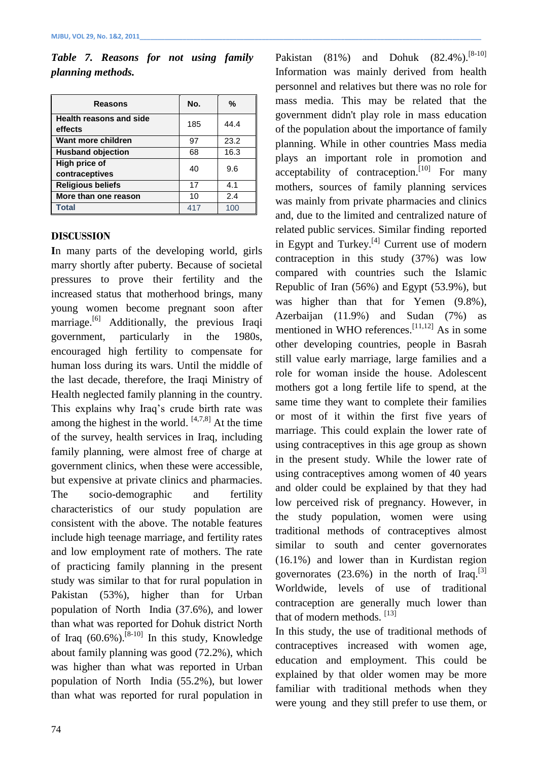***Table 7. Reasons for not using family planning methods.***

| Reasons | No. | % |
|---|---|---|
| **Health reasons and side effects** | 185 | 44.4 |
| **Want more children** | 97 | 23.2 |
| **Husband objection** | 68 | 16.3 |
| **High price of contraceptives** | 40 | 9.6 |
| **Religious beliefs** | 17 | 4.1 |
| **More than one reason** | 10 | 2.4 |
| **Total** | 417 | 100 |

## DISCUSSION

In many parts of the developing world, girls marry shortly after puberty. Because of societal pressures to prove their fertility and the increased status that motherhood brings, many young women become pregnant soon after marriage.[6] Additionally, the previous Iraqi government, particularly in the 1980s, encouraged high fertility to compensate for human loss during its wars. Until the middle of the last decade, therefore, the Iraqi Ministry of Health neglected family planning in the country. This explains why Iraq's crude birth rate was among the highest in the world. [4,7,8] At the time of the survey, health services in Iraq, including family planning, were almost free of charge at government clinics, when these were accessible, but expensive at private clinics and pharmacies. The socio-demographic and fertility characteristics of our study population are consistent with the above. The notable features include high teenage marriage, and fertility rates and low employment rate of mothers. The rate of practicing family planning in the present study was similar to that for rural population in Pakistan (53%), higher than for Urban population of North India (37.6%), and lower than what was reported for Dohuk district North of Iraq (60.6%).[8-10] In this study, Knowledge about family planning was good (72.2%), which was higher than what was reported in Urban population of North India (55.2%), but lower than what was reported for rural population in Pakistan (81%) and Dohuk (82.4%).[8-10] Information was mainly derived from health personnel and relatives but there was no role for mass media. This may be related that the government didn't play role in mass education of the population about the importance of family planning. While in other countries Mass media plays an important role in promotion and acceptability of contraception.[10] For many mothers, sources of family planning services was mainly from private pharmacies and clinics and, due to the limited and centralized nature of related public services. Similar finding reported in Egypt and Turkey.[4] Current use of modern contraception in this study (37%) was low compared with countries such the Islamic Republic of Iran (56%) and Egypt (53.9%), but was higher than that for Yemen (9.8%), Azerbaijan (11.9%) and Sudan (7%) as mentioned in WHO references.[11,12] As in some other developing countries, people in Basrah still value early marriage, large families and a role for woman inside the house. Adolescent mothers got a long fertile life to spend, at the same time they want to complete their families or most of it within the first five years of marriage. This could explain the lower rate of using contraceptives in this age group as shown in the present study. While the lower rate of using contraceptives among women of 40 years and older could be explained by that they had low perceived risk of pregnancy. However, in the study population, women were using traditional methods of contraceptives almost similar to south and center governorates (16.1%) and lower than in Kurdistan region governorates (23.6%) in the north of Iraq.[3] Worldwide, levels of use of traditional contraception are generally much lower than that of modern methods. [13]

In this study, the use of traditional methods of contraceptives increased with women age, education and employment. This could be explained by that older women may be more familiar with traditional methods when they were young and they still prefer to use them, or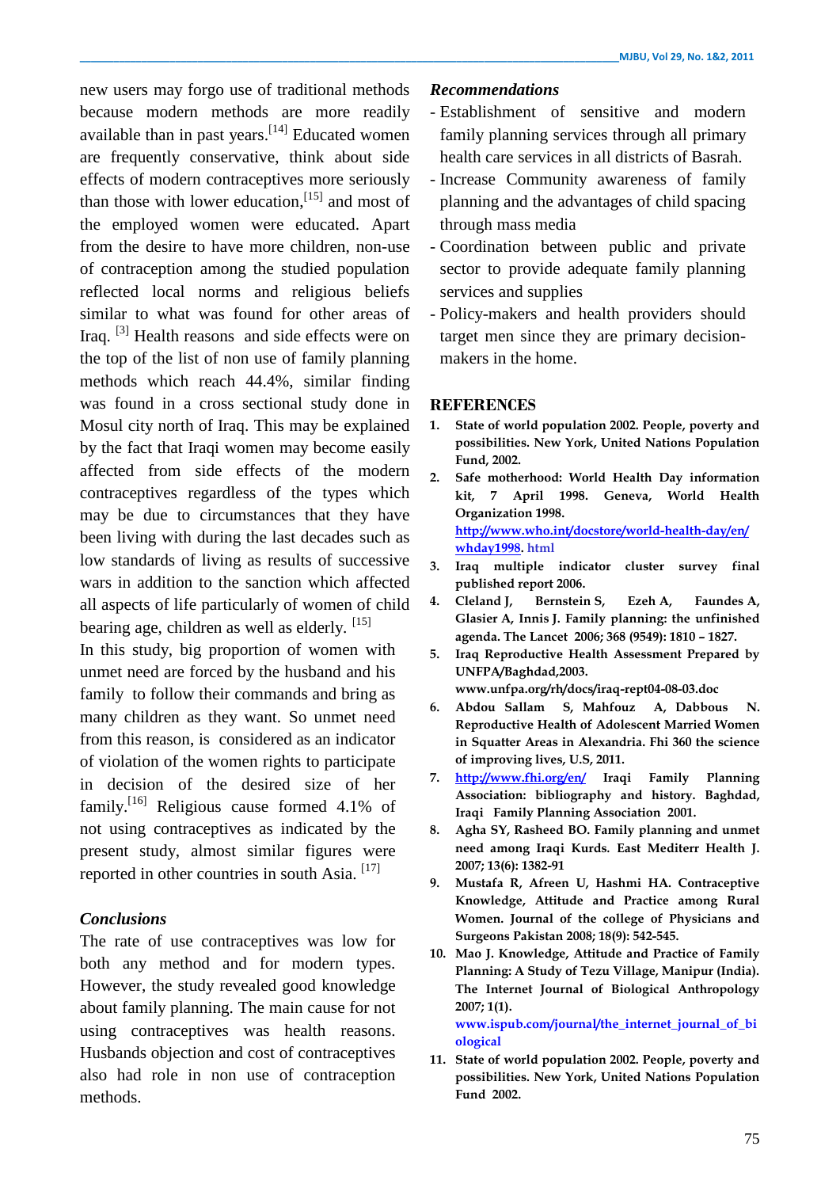new users may forgo use of traditional methods because modern methods are more readily available than in past years.[14] Educated women are frequently conservative, think about side effects of modern contraceptives more seriously than those with lower education,[15] and most of the employed women were educated. Apart from the desire to have more children, non-use of contraception among the studied population reflected local norms and religious beliefs similar to what was found for other areas of Iraq. [3] Health reasons and side effects were on the top of the list of non use of family planning methods which reach 44.4%, similar finding was found in a cross sectional study done in Mosul city north of Iraq. This may be explained by the fact that Iraqi women may become easily affected from side effects of the modern contraceptives regardless of the types which may be due to circumstances that they have been living with during the last decades such as low standards of living as results of successive wars in addition to the sanction which affected all aspects of life particularly of women of child bearing age, children as well as elderly. [15]

In this study, big proportion of women with unmet need are forced by the husband and his family to follow their commands and bring as many children as they want. So unmet need from this reason, is considered as an indicator of violation of the women rights to participate in decision of the desired size of her family.[16] Religious cause formed 4.1% of not using contraceptives as indicated by the present study, almost similar figures were reported in other countries in south Asia. [17]

## Conclusions

The rate of use contraceptives was low for both any method and for modern types. However, the study revealed good knowledge about family planning. The main cause for not using contraceptives was health reasons. Husbands objection and cost of contraceptives also had role in non use of contraception methods.

## Recommendations

- Establishment of sensitive and modern family planning services through all primary health care services in all districts of Basrah.
- Increase Community awareness of family planning and the advantages of child spacing through mass media
- Coordination between public and private sector to provide adequate family planning services and supplies
- Policy-makers and health providers should target men since they are primary decision-makers in the home.

## REFERENCES

1. State of world population 2002. People, poverty and possibilities. New York, United Nations Population Fund, 2002.
2. Safe motherhood: World Health Day information kit, 7 April 1998. Geneva, World Health Organization 1998. http://www.who.int/docstore/world-health-day/en/whday1998. html
3. Iraq multiple indicator cluster survey final published report 2006.
4. Cleland J, Bernstein S, Ezeh A, Faundes A, Glasier A, Innis J. Family planning: the unfinished agenda. The Lancet 2006; 368 (9549): 1810 – 1827.
5. Iraq Reproductive Health Assessment Prepared by UNFPA/Baghdad,2003. www.unfpa.org/rh/docs/iraq-rept04-08-03.doc
6. Abdou Sallam S, Mahfouz A, Dabbous N. Reproductive Health of Adolescent Married Women in Squatter Areas in Alexandria. Fhi 360 the science of improving lives, U.S, 2011.
7. http://www.fhi.org/en/ Iraqi Family Planning Association: bibliography and history. Baghdad, Iraqi Family Planning Association 2001.
8. Agha SY, Rasheed BO. Family planning and unmet need among Iraqi Kurds. East Mediterr Health J. 2007; 13(6): 1382-91
9. Mustafa R, Afreen U, Hashmi HA. Contraceptive Knowledge, Attitude and Practice among Rural Women. Journal of the college of Physicians and Surgeons Pakistan 2008; 18(9): 542-545.
10. Mao J. Knowledge, Attitude and Practice of Family Planning: A Study of Tezu Village, Manipur (India). The Internet Journal of Biological Anthropology 2007; 1(1). www.ispub.com/journal/the_internet_journal_of_biological
11. State of world population 2002. People, poverty and possibilities. New York, United Nations Population Fund 2002.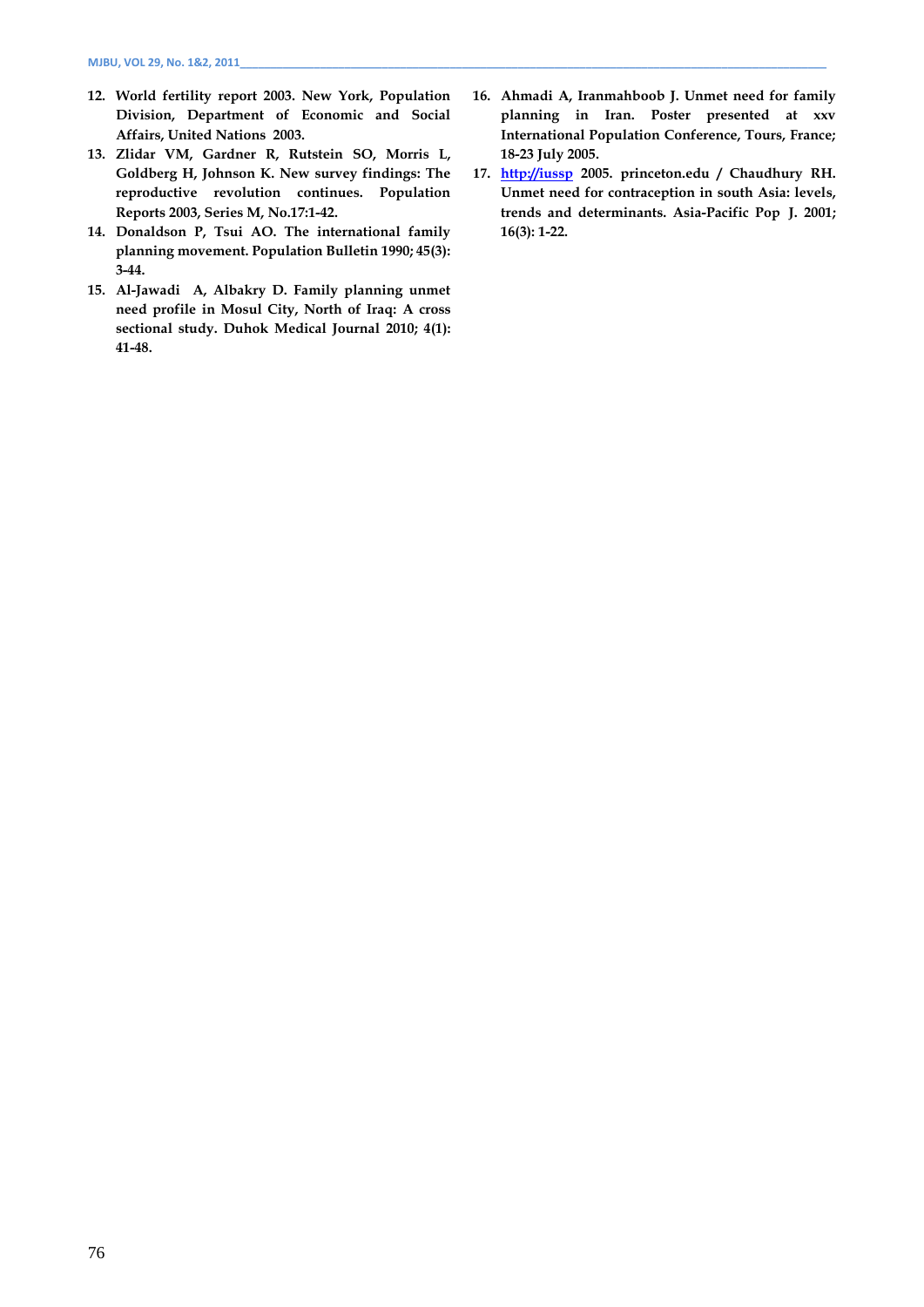12. **World fertility report 2003. New York, Population Division, Department of Economic and Social Affairs, United Nations 2003.**
13. **Zlidar VM, Gardner R, Rutstein SO, Morris L, Goldberg H, Johnson K. New survey findings: The reproductive revolution continues. Population Reports 2003, Series M, No.17:1-42.**
14. **Donaldson P, Tsui AO. The international family planning movement. Population Bulletin 1990; 45(3): 3-44.**
15. **Al-Jawadi A, Albakry D. Family planning unmet need profile in Mosul City, North of Iraq: A cross sectional study. Duhok Medical Journal 2010; 4(1): 41-48.**
16. **Ahmadi A, Iranmahboob J. Unmet need for family planning in Iran. Poster presented at xxv International Population Conference, Tours, France; 18-23 July 2005.**
17. **http://iussp 2005. princeton.edu / Chaudhury RH. Unmet need for contraception in south Asia: levels, trends and determinants. Asia-Pacific Pop J. 2001; 16(3): 1-22.**